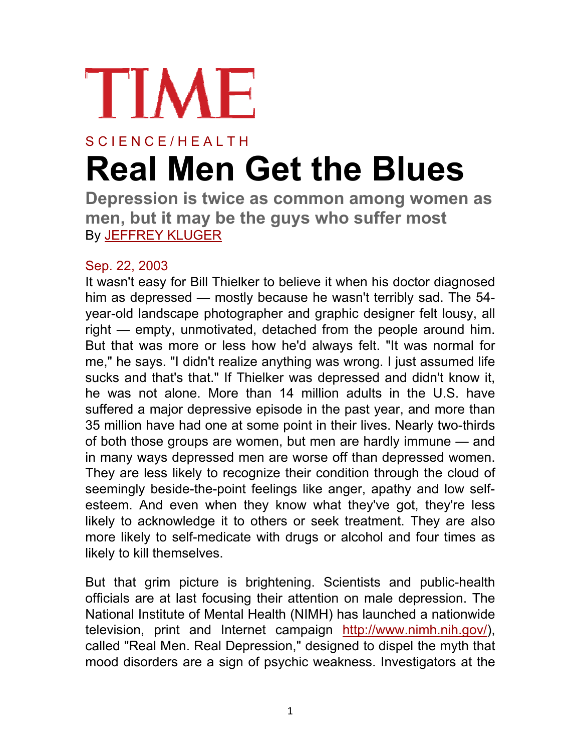# TIME

SCIENCE/HEALTH

# Real Men Get the Blues

## Depression is twice as common among women as men, but it may be the guys who suffer most

By JEFFREY KLUGER

Sep. 22, 2003

It wasn't easy for Bill Thielker to believe it when his doctor diagnosed him as depressed — mostly because he wasn't terribly sad. The 54-year-old landscape photographer and graphic designer felt lousy, all right — empty, unmotivated, detached from the people around him. But that was more or less how he'd always felt. "It was normal for me," he says. "I didn't realize anything was wrong. I just assumed life sucks and that's that." If Thielker was depressed and didn't know it, he was not alone. More than 14 million adults in the U.S. have suffered a major depressive episode in the past year, and more than 35 million have had one at some point in their lives. Nearly two-thirds of both those groups are women, but men are hardly immune — and in many ways depressed men are worse off than depressed women. They are less likely to recognize their condition through the cloud of seemingly beside-the-point feelings like anger, apathy and low self-esteem. And even when they know what they've got, they're less likely to acknowledge it to others or seek treatment. They are also more likely to self-medicate with drugs or alcohol and four times as likely to kill themselves.

But that grim picture is brightening. Scientists and public-health officials are at last focusing their attention on male depression. The National Institute of Mental Health (NIMH) has launched a nationwide television, print and Internet campaign http://www.nimh.nih.gov/), called "Real Men. Real Depression," designed to dispel the myth that mood disorders are a sign of psychic weakness. Investigators at the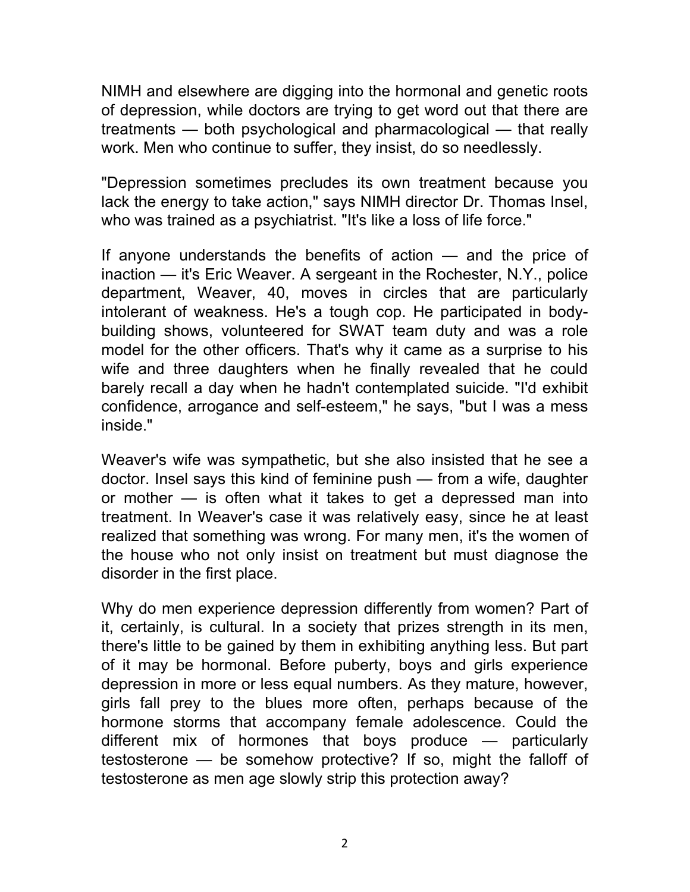NIMH and elsewhere are digging into the hormonal and genetic roots of depression, while doctors are trying to get word out that there are treatments — both psychological and pharmacological — that really work. Men who continue to suffer, they insist, do so needlessly.

"Depression sometimes precludes its own treatment because you lack the energy to take action," says NIMH director Dr. Thomas Insel, who was trained as a psychiatrist. "It's like a loss of life force."

If anyone understands the benefits of action — and the price of inaction — it's Eric Weaver. A sergeant in the Rochester, N.Y., police department, Weaver, 40, moves in circles that are particularly intolerant of weakness. He's a tough cop. He participated in body-building shows, volunteered for SWAT team duty and was a role model for the other officers. That's why it came as a surprise to his wife and three daughters when he finally revealed that he could barely recall a day when he hadn't contemplated suicide. "I'd exhibit confidence, arrogance and self-esteem," he says, "but I was a mess inside."

Weaver's wife was sympathetic, but she also insisted that he see a doctor. Insel says this kind of feminine push — from a wife, daughter or mother — is often what it takes to get a depressed man into treatment. In Weaver's case it was relatively easy, since he at least realized that something was wrong. For many men, it's the women of the house who not only insist on treatment but must diagnose the disorder in the first place.

Why do men experience depression differently from women? Part of it, certainly, is cultural. In a society that prizes strength in its men, there's little to be gained by them in exhibiting anything less. But part of it may be hormonal. Before puberty, boys and girls experience depression in more or less equal numbers. As they mature, however, girls fall prey to the blues more often, perhaps because of the hormone storms that accompany female adolescence. Could the different mix of hormones that boys produce — particularly testosterone — be somehow protective? If so, might the falloff of testosterone as men age slowly strip this protection away?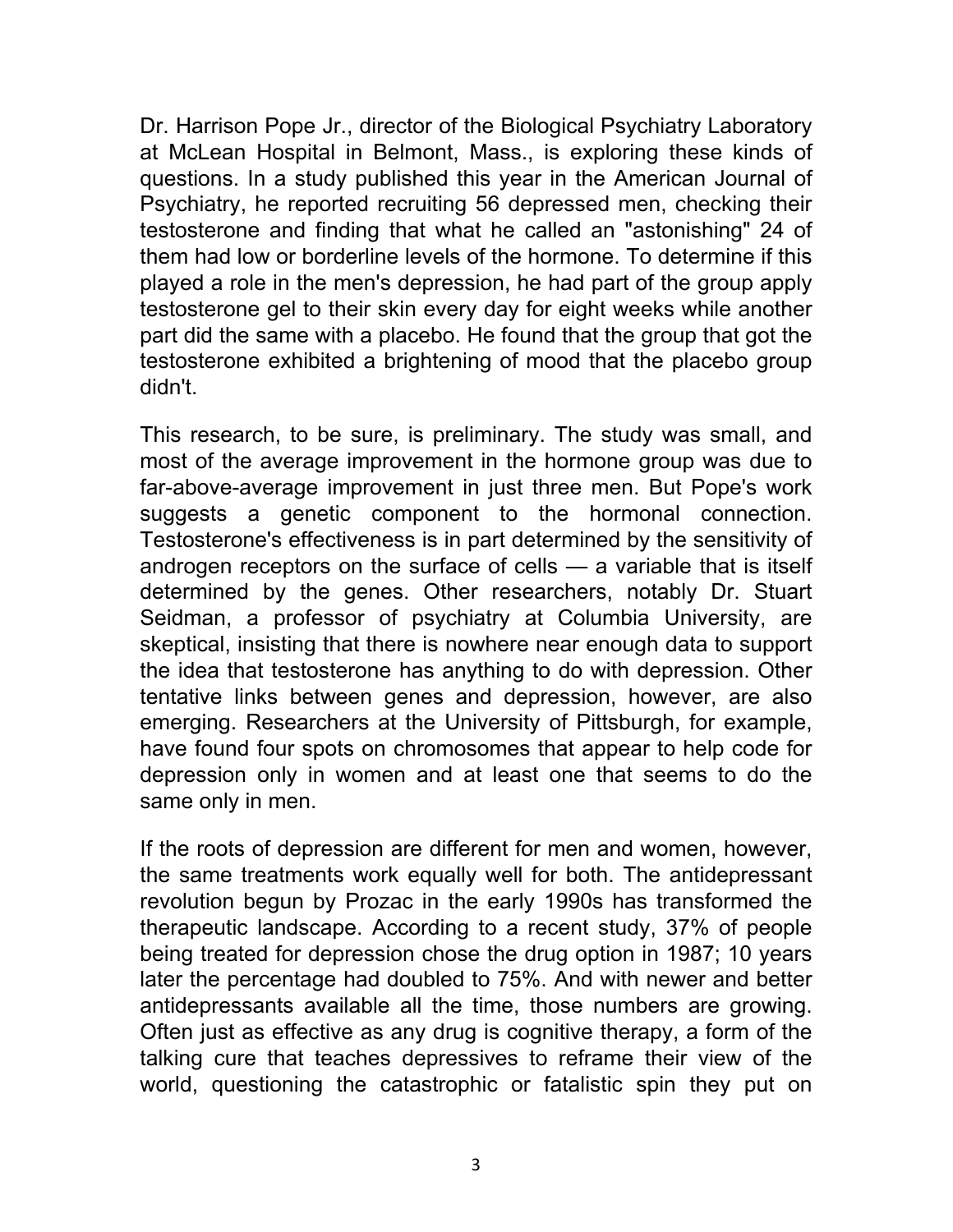Dr. Harrison Pope Jr., director of the Biological Psychiatry Laboratory at McLean Hospital in Belmont, Mass., is exploring these kinds of questions. In a study published this year in the American Journal of Psychiatry, he reported recruiting 56 depressed men, checking their testosterone and finding that what he called an "astonishing" 24 of them had low or borderline levels of the hormone. To determine if this played a role in the men's depression, he had part of the group apply testosterone gel to their skin every day for eight weeks while another part did the same with a placebo. He found that the group that got the testosterone exhibited a brightening of mood that the placebo group didn't.

This research, to be sure, is preliminary. The study was small, and most of the average improvement in the hormone group was due to far-above-average improvement in just three men. But Pope's work suggests a genetic component to the hormonal connection. Testosterone's effectiveness is in part determined by the sensitivity of androgen receptors on the surface of cells — a variable that is itself determined by the genes. Other researchers, notably Dr. Stuart Seidman, a professor of psychiatry at Columbia University, are skeptical, insisting that there is nowhere near enough data to support the idea that testosterone has anything to do with depression. Other tentative links between genes and depression, however, are also emerging. Researchers at the University of Pittsburgh, for example, have found four spots on chromosomes that appear to help code for depression only in women and at least one that seems to do the same only in men.

If the roots of depression are different for men and women, however, the same treatments work equally well for both. The antidepressant revolution begun by Prozac in the early 1990s has transformed the therapeutic landscape. According to a recent study, 37% of people being treated for depression chose the drug option in 1987; 10 years later the percentage had doubled to 75%. And with newer and better antidepressants available all the time, those numbers are growing. Often just as effective as any drug is cognitive therapy, a form of the talking cure that teaches depressives to reframe their view of the world, questioning the catastrophic or fatalistic spin they put on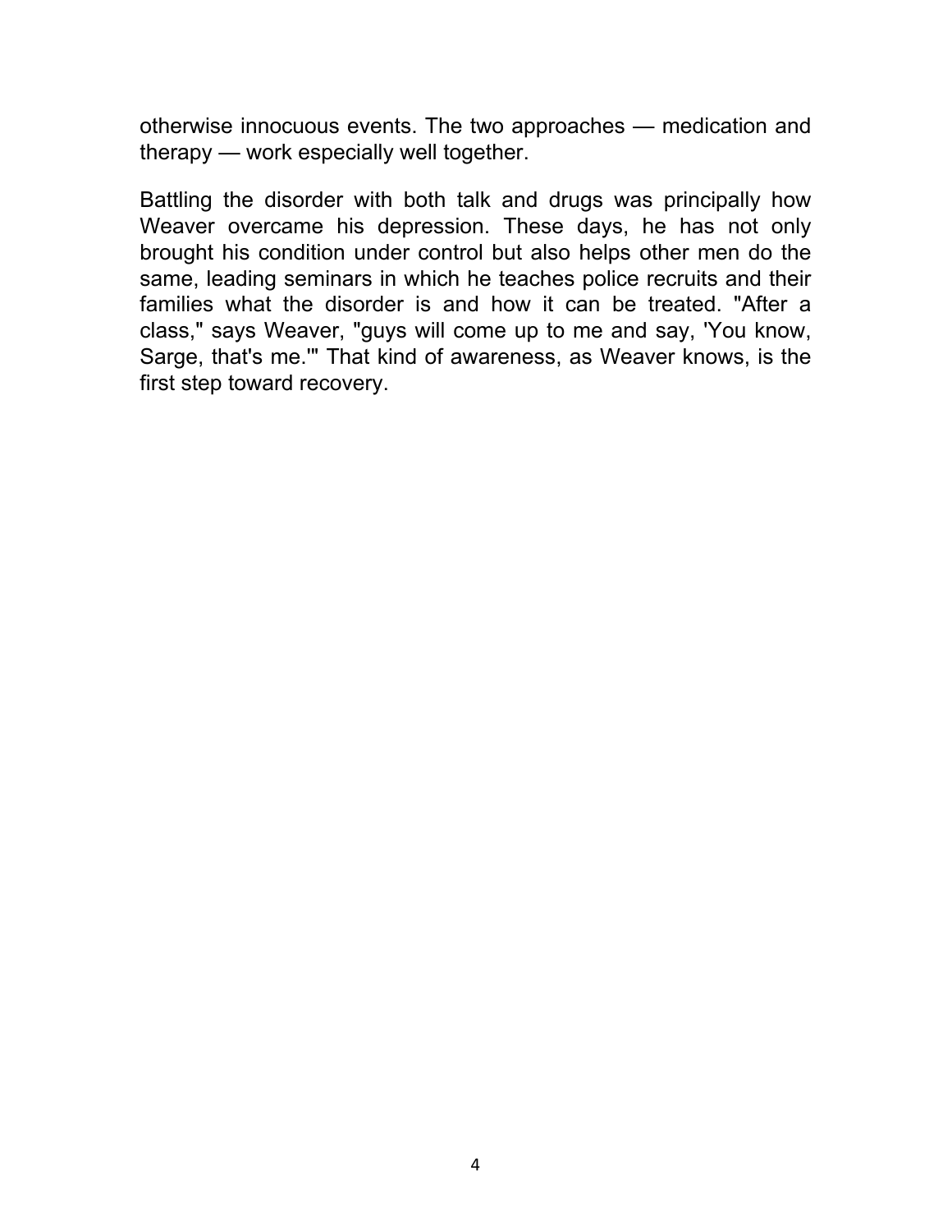otherwise innocuous events. The two approaches — medication and therapy — work especially well together.

Battling the disorder with both talk and drugs was principally how Weaver overcame his depression. These days, he has not only brought his condition under control but also helps other men do the same, leading seminars in which he teaches police recruits and their families what the disorder is and how it can be treated. "After a class," says Weaver, "guys will come up to me and say, 'You know, Sarge, that's me.'" That kind of awareness, as Weaver knows, is the first step toward recovery.